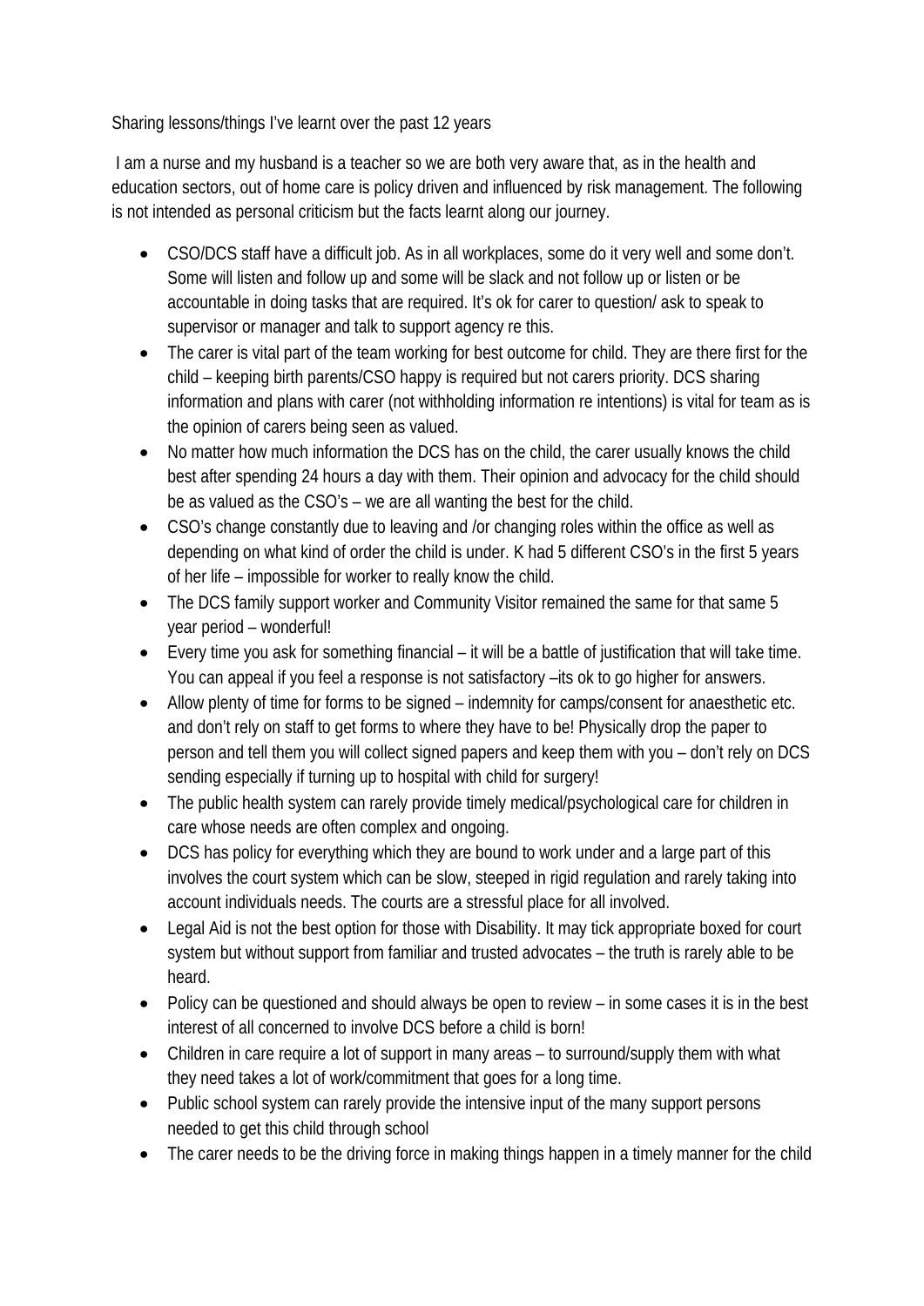Sharing lessons/things I've learnt over the past 12 years

I am a nurse and my husband is a teacher so we are both very aware that, as in the health and education sectors, out of home care is policy driven and influenced by risk management. The following is not intended as personal criticism but the facts learnt along our journey.

- CSO/DCS staff have a difficult job. As in all workplaces, some do it very well and some don't. Some will listen and follow up and some will be slack and not follow up or listen or be accountable in doing tasks that are required. It's ok for carer to question/ ask to speak to supervisor or manager and talk to support agency re this.
- The carer is vital part of the team working for best outcome for child. They are there first for the child – keeping birth parents/CSO happy is required but not carers priority. DCS sharing information and plans with carer (not withholding information re intentions) is vital for team as is the opinion of carers being seen as valued.
- No matter how much information the DCS has on the child, the carer usually knows the child best after spending 24 hours a day with them. Their opinion and advocacy for the child should be as valued as the CSO's – we are all wanting the best for the child.
- CSO's change constantly due to leaving and /or changing roles within the office as well as depending on what kind of order the child is under. K had 5 different CSO's in the first 5 years of her life – impossible for worker to really know the child.
- The DCS family support worker and Community Visitor remained the same for that same 5 year period – wonderful!
- Every time you ask for something financial – it will be a battle of justification that will take time. You can appeal if you feel a response is not satisfactory –its ok to go higher for answers.
- Allow plenty of time for forms to be signed – indemnity for camps/consent for anaesthetic etc. and don't rely on staff to get forms to where they have to be! Physically drop the paper to person and tell them you will collect signed papers and keep them with you – don't rely on DCS sending especially if turning up to hospital with child for surgery!
- The public health system can rarely provide timely medical/psychological care for children in care whose needs are often complex and ongoing.
- DCS has policy for everything which they are bound to work under and a large part of this involves the court system which can be slow, steeped in rigid regulation and rarely taking into account individuals needs. The courts are a stressful place for all involved.
- Legal Aid is not the best option for those with Disability. It may tick appropriate boxed for court system but without support from familiar and trusted advocates – the truth is rarely able to be heard.
- Policy can be questioned and should always be open to review – in some cases it is in the best interest of all concerned to involve DCS before a child is born!
- Children in care require a lot of support in many areas – to surround/supply them with what they need takes a lot of work/commitment that goes for a long time.
- Public school system can rarely provide the intensive input of the many support persons needed to get this child through school
- The carer needs to be the driving force in making things happen in a timely manner for the child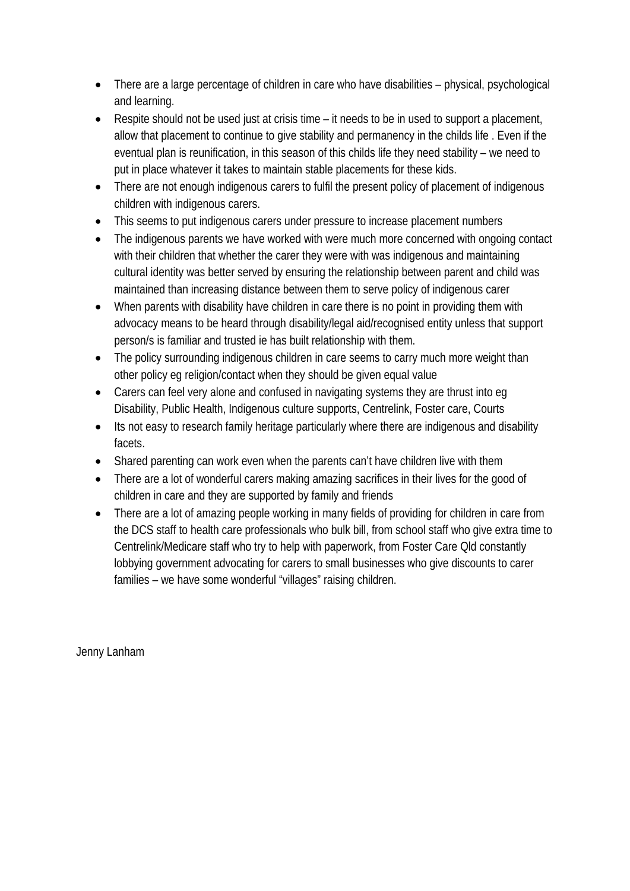- There are a large percentage of children in care who have disabilities – physical, psychological and learning.
- Respite should not be used just at crisis time – it needs to be in used to support a placement, allow that placement to continue to give stability and permanency in the childs life . Even if the eventual plan is reunification, in this season of this childs life they need stability – we need to put in place whatever it takes to maintain stable placements for these kids.
- There are not enough indigenous carers to fulfil the present policy of placement of indigenous children with indigenous carers.
- This seems to put indigenous carers under pressure to increase placement numbers
- The indigenous parents we have worked with were much more concerned with ongoing contact with their children that whether the carer they were with was indigenous and maintaining cultural identity was better served by ensuring the relationship between parent and child was maintained than increasing distance between them to serve policy of indigenous carer
- When parents with disability have children in care there is no point in providing them with advocacy means to be heard through disability/legal aid/recognised entity unless that support person/s is familiar and trusted ie has built relationship with them.
- The policy surrounding indigenous children in care seems to carry much more weight than other policy eg religion/contact when they should be given equal value
- Carers can feel very alone and confused in navigating systems they are thrust into eg Disability, Public Health, Indigenous culture supports, Centrelink, Foster care, Courts
- Its not easy to research family heritage particularly where there are indigenous and disability facets.
- Shared parenting can work even when the parents can't have children live with them
- There are a lot of wonderful carers making amazing sacrifices in their lives for the good of children in care and they are supported by family and friends
- There are a lot of amazing people working in many fields of providing for children in care from the DCS staff to health care professionals who bulk bill, from school staff who give extra time to Centrelink/Medicare staff who try to help with paperwork, from Foster Care Qld constantly lobbying government advocating for carers to small businesses who give discounts to carer families – we have some wonderful "villages" raising children.

Jenny Lanham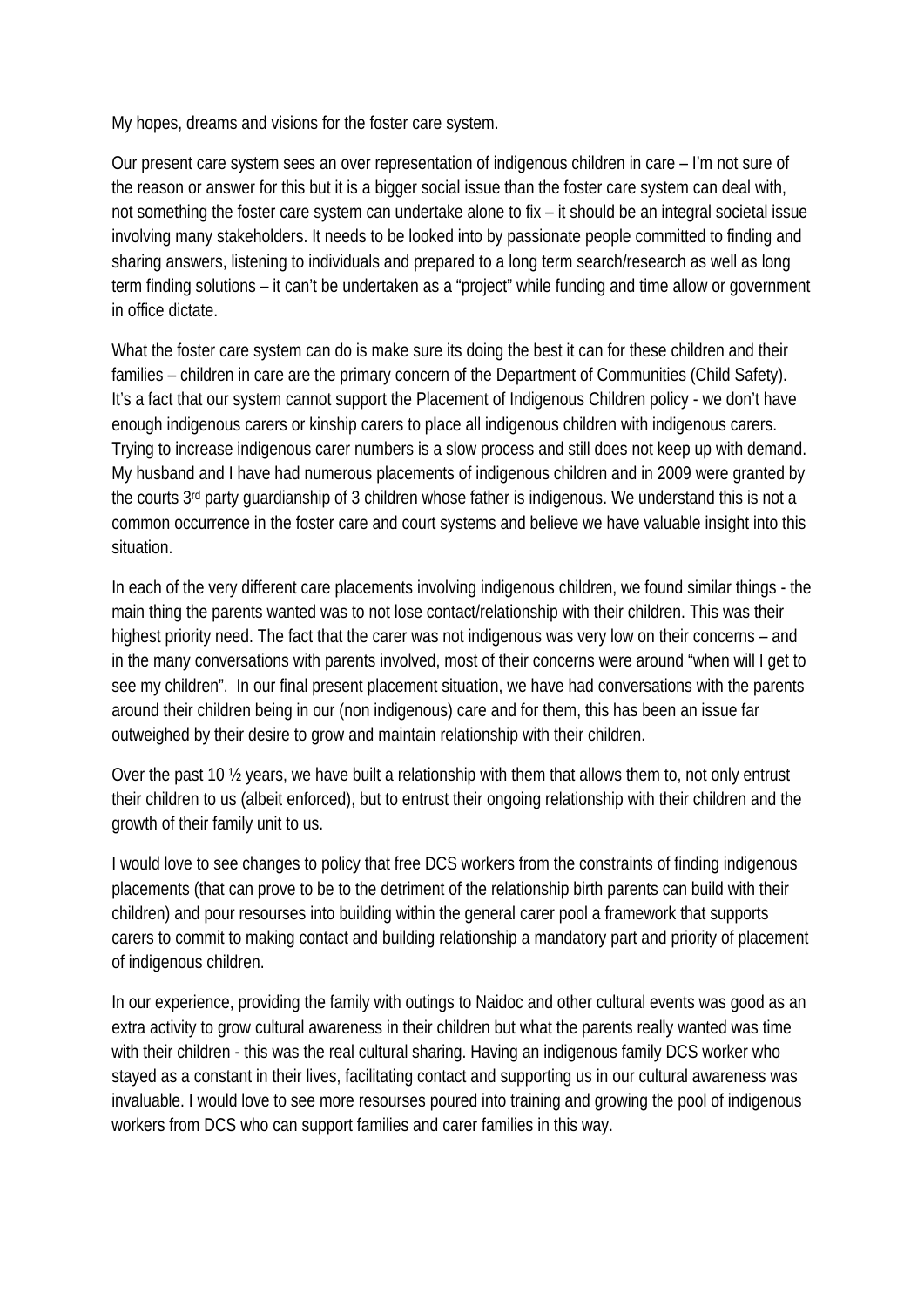My hopes, dreams and visions for the foster care system.

Our present care system sees an over representation of indigenous children in care – I'm not sure of the reason or answer for this but it is a bigger social issue than the foster care system can deal with, not something the foster care system can undertake alone to fix – it should be an integral societal issue involving many stakeholders. It needs to be looked into by passionate people committed to finding and sharing answers, listening to individuals and prepared to a long term search/research as well as long term finding solutions – it can't be undertaken as a "project" while funding and time allow or government in office dictate.

What the foster care system can do is make sure its doing the best it can for these children and their families – children in care are the primary concern of the Department of Communities (Child Safety). It's a fact that our system cannot support the Placement of Indigenous Children policy - we don't have enough indigenous carers or kinship carers to place all indigenous children with indigenous carers. Trying to increase indigenous carer numbers is a slow process and still does not keep up with demand. My husband and I have had numerous placements of indigenous children and in 2009 were granted by the courts 3rd party guardianship of 3 children whose father is indigenous. We understand this is not a common occurrence in the foster care and court systems and believe we have valuable insight into this situation.

In each of the very different care placements involving indigenous children, we found similar things - the main thing the parents wanted was to not lose contact/relationship with their children. This was their highest priority need. The fact that the carer was not indigenous was very low on their concerns – and in the many conversations with parents involved, most of their concerns were around "when will I get to see my children". In our final present placement situation, we have had conversations with the parents around their children being in our (non indigenous) care and for them, this has been an issue far outweighed by their desire to grow and maintain relationship with their children.

Over the past 10 ½ years, we have built a relationship with them that allows them to, not only entrust their children to us (albeit enforced), but to entrust their ongoing relationship with their children and the growth of their family unit to us.

I would love to see changes to policy that free DCS workers from the constraints of finding indigenous placements (that can prove to be to the detriment of the relationship birth parents can build with their children) and pour resources into building within the general carer pool a framework that supports carers to commit to making contact and building relationship a mandatory part and priority of placement of indigenous children.

In our experience, providing the family with outings to Naidoc and other cultural events was good as an extra activity to grow cultural awareness in their children but what the parents really wanted was time with their children - this was the real cultural sharing. Having an indigenous family DCS worker who stayed as a constant in their lives, facilitating contact and supporting us in our cultural awareness was invaluable. I would love to see more resourses poured into training and growing the pool of indigenous workers from DCS who can support families and carer families in this way.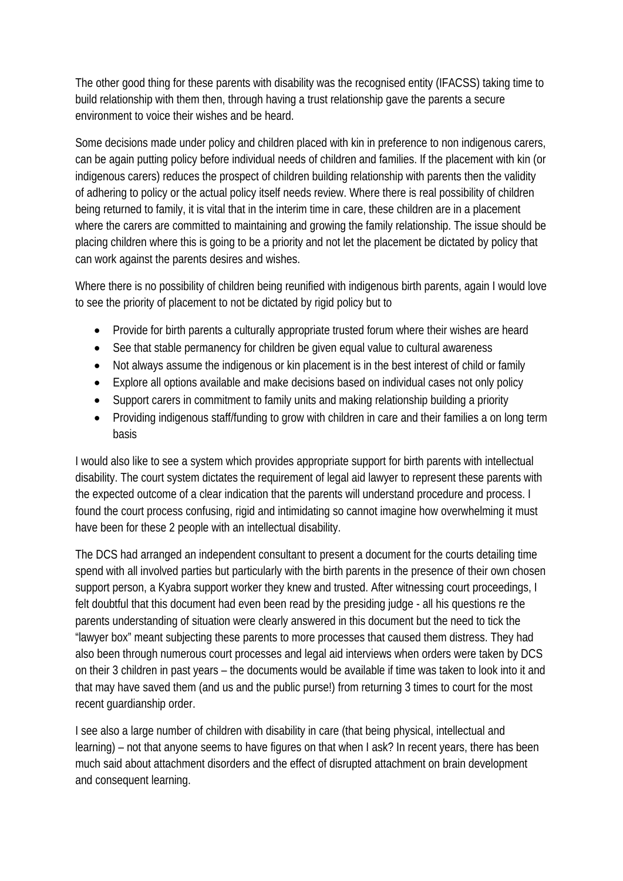The other good thing for these parents with disability was the recognised entity (IFACSS) taking time to build relationship with them then, through having a trust relationship gave the parents a secure environment to voice their wishes and be heard.

Some decisions made under policy and children placed with kin in preference to non indigenous carers, can be again putting policy before individual needs of children and families. If the placement with kin (or indigenous carers) reduces the prospect of children building relationship with parents then the validity of adhering to policy or the actual policy itself needs review. Where there is real possibility of children being returned to family, it is vital that in the interim time in care, these children are in a placement where the carers are committed to maintaining and growing the family relationship. The issue should be placing children where this is going to be a priority and not let the placement be dictated by policy that can work against the parents desires and wishes.

Where there is no possibility of children being reunified with indigenous birth parents, again I would love to see the priority of placement to not be dictated by rigid policy but to

- Provide for birth parents a culturally appropriate trusted forum where their wishes are heard
- See that stable permanency for children be given equal value to cultural awareness
- Not always assume the indigenous or kin placement is in the best interest of child or family
- Explore all options available and make decisions based on individual cases not only policy
- Support carers in commitment to family units and making relationship building a priority
- Providing indigenous staff/funding to grow with children in care and their families a on long term basis

I would also like to see a system which provides appropriate support for birth parents with intellectual disability. The court system dictates the requirement of legal aid lawyer to represent these parents with the expected outcome of a clear indication that the parents will understand procedure and process. I found the court process confusing, rigid and intimidating so cannot imagine how overwhelming it must have been for these 2 people with an intellectual disability.

The DCS had arranged an independent consultant to present a document for the courts detailing time spend with all involved parties but particularly with the birth parents in the presence of their own chosen support person, a Kyabra support worker they knew and trusted. After witnessing court proceedings, I felt doubtful that this document had even been read by the presiding judge - all his questions re the parents understanding of situation were clearly answered in this document but the need to tick the "lawyer box" meant subjecting these parents to more processes that caused them distress. They had also been through numerous court processes and legal aid interviews when orders were taken by DCS on their 3 children in past years – the documents would be available if time was taken to look into it and that may have saved them (and us and the public purse!) from returning 3 times to court for the most recent guardianship order.

I see also a large number of children with disability in care (that being physical, intellectual and learning) – not that anyone seems to have figures on that when I ask? In recent years, there has been much said about attachment disorders and the effect of disrupted attachment on brain development and consequent learning.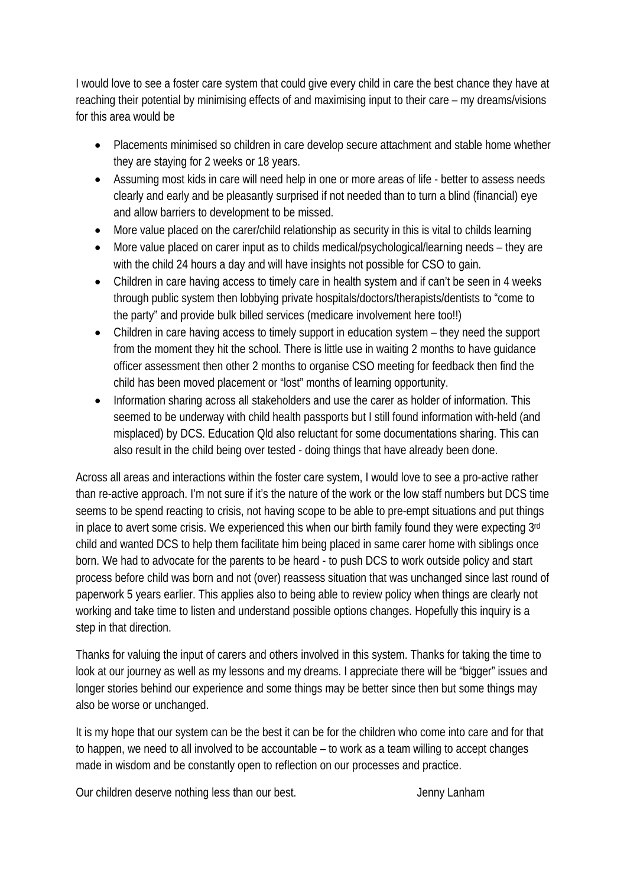I would love to see a foster care system that could give every child in care the best chance they have at reaching their potential by minimising effects of and maximising input to their care – my dreams/visions for this area would be

- Placements minimised so children in care develop secure attachment and stable home whether they are staying for 2 weeks or 18 years.
- Assuming most kids in care will need help in one or more areas of life - better to assess needs clearly and early and be pleasantly surprised if not needed than to turn a blind (financial) eye and allow barriers to development to be missed.
- More value placed on the carer/child relationship as security in this is vital to childs learning
- More value placed on carer input as to childs medical/psychological/learning needs – they are with the child 24 hours a day and will have insights not possible for CSO to gain.
- Children in care having access to timely care in health system and if can't be seen in 4 weeks through public system then lobbying private hospitals/doctors/therapists/dentists to "come to the party" and provide bulk billed services (medicare involvement here too!!)
- Children in care having access to timely support in education system – they need the support from the moment they hit the school. There is little use in waiting 2 months to have guidance officer assessment then other 2 months to organise CSO meeting for feedback then find the child has been moved placement or "lost" months of learning opportunity.
- Information sharing across all stakeholders and use the carer as holder of information. This seemed to be underway with child health passports but I still found information with-held (and misplaced) by DCS. Education Qld also reluctant for some documentations sharing. This can also result in the child being over tested - doing things that have already been done.

Across all areas and interactions within the foster care system, I would love to see a pro-active rather than re-active approach. I'm not sure if it's the nature of the work or the low staff numbers but DCS time seems to be spend reacting to crisis, not having scope to be able to pre-empt situations and put things in place to avert some crisis. We experienced this when our birth family found they were expecting 3rd child and wanted DCS to help them facilitate him being placed in same carer home with siblings once born. We had to advocate for the parents to be heard - to push DCS to work outside policy and start process before child was born and not (over) reassess situation that was unchanged since last round of paperwork 5 years earlier. This applies also to being able to review policy when things are clearly not working and take time to listen and understand possible options changes. Hopefully this inquiry is a step in that direction.

Thanks for valuing the input of carers and others involved in this system. Thanks for taking the time to look at our journey as well as my lessons and my dreams. I appreciate there will be "bigger" issues and longer stories behind our experience and some things may be better since then but some things may also be worse or unchanged.

It is my hope that our system can be the best it can be for the children who come into care and for that to happen, we need to all involved to be accountable – to work as a team willing to accept changes made in wisdom and be constantly open to reflection on our processes and practice.

Our children deserve nothing less than our best.

Jenny Lanham